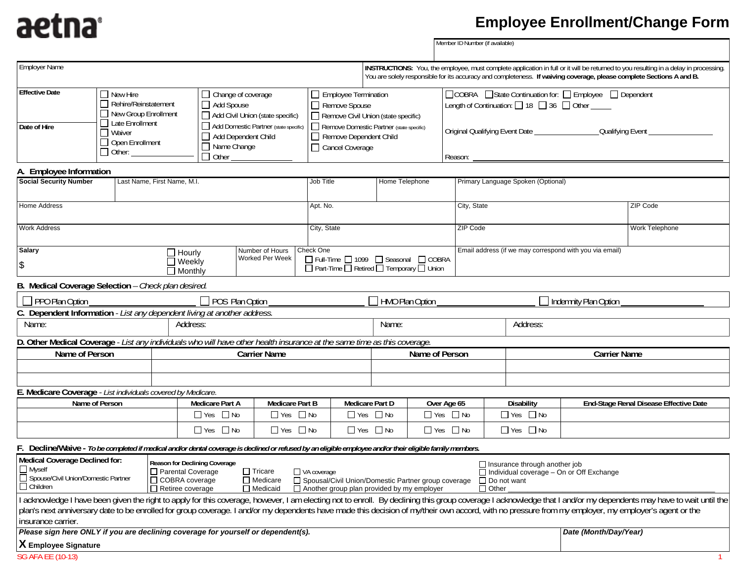aetna

# Employee Enrollment/Change Form

Member ID Number (if available)

Employer Name

**INSTRUCTIONS:** You, the employee, must complete application in full or it will be returned to you resulting in a delay in processing. You are solely responsible for its accuracy and completeness. **If waiving coverage, please complete Sections A and B.**

| **Effective Date** / **Date of Hire** | | | | |
|---|---|---|---|---|
| | ☐ New Hire<br>☐ Rehire/Reinstatement<br>☐ New Group Enrollment<br>☐ Late Enrollment<br>☐ Waiver<br>☐ Open Enrollment<br>☐ Other: ________ | ☐ Change of coverage<br>☐ Add Spouse<br>☐ Add Civil Union (state specific)<br>☐ Add Domestic Partner (state specific)<br>☐ Add Dependent Child<br>☐ Name Change<br>☐ Other ________ | ☐ Employee Termination<br>☐ Remove Spouse<br>☐ Remove Civil Union (state specific)<br>☐ Remove Domestic Partner (state specific)<br>☐ Remove Dependent Child<br>☐ Cancel Coverage | ☐ COBRA ☐ State Continuation for: ☐ Employee ☐ Dependent<br>Length of Continuation: ☐ 18 ☐ 36 ☐ Other _____<br>Original Qualifying Event Date ________ Qualifying Event ________<br>Reason: ________ |

## A. Employee Information

| **Social Security Number** | Last Name, First Name, M.I. | Job Title | Home Telephone | Primary Language Spoken (Optional) | |
|---|---|---|---|---|---|
| | | | | | |
| Home Address | | Apt. No. | | City, State | ZIP Code |
| | | | | | |
| Work Address | | City, State | | ZIP Code | Work Telephone |
| | | | | | |
| **Salary** $ | ☐ Hourly ☐ Weekly ☐ Monthly | Number of Hours Worked Per Week | Check One: ☐ Full-Time ☐ 1099 ☐ Seasonal ☐ COBRA ☐ Part-Time ☐ Retired ☐ Temporary ☐ Union | Email address (if we may correspond with you via email) | |

## B. Medical Coverage Selection – *Check plan desired.*

☐ PPO Plan Option ________ ☐ POS Plan Option ________ ☐ HMO Plan Option ________ ☐ Indemnity Plan Option ________

## C. Dependent Information - *List any dependent living at another address.*

| Name: | Address: | Name: | Address: |
|---|---|---|---|
| | | | |

## D. Other Medical Coverage - *List any individuals who will have other health insurance at the same time as this coverage.*

| Name of Person | Carrier Name | Name of Person | Carrier Name |
|---|---|---|---|
| | | | |
| | | | |

## E. Medicare Coverage - *List individuals covered by Medicare.*

| Name of Person | Medicare Part A | Medicare Part B | Medicare Part D | Over Age 65 | Disability | End-Stage Renal Disease Effective Date |
|---|---|---|---|---|---|---|
| | ☐ Yes ☐ No | ☐ Yes ☐ No | ☐ Yes ☐ No | ☐ Yes ☐ No | ☐ Yes ☐ No | |
| | ☐ Yes ☐ No | ☐ Yes ☐ No | ☐ Yes ☐ No | ☐ Yes ☐ No | ☐ Yes ☐ No | |

## F. Decline/Waive - *To be completed if medical and/or dental coverage is declined or refused by an eligible employee and/or their eligible family members.*

**Medical Coverage Declined for:**
- ☐ Myself
- ☐ Spouse/Civil Union/Domestic Partner
- ☐ Children

**Reason for Declining Coverage**
- ☐ Parental Coverage
- ☐ COBRA coverage
- ☐ Retiree coverage
- ☐ Tricare
- ☐ Medicare
- ☐ Medicaid
- ☐ VA coverage
- ☐ Spousal/Civil Union/Domestic Partner group coverage
- ☐ Another group plan provided by my employer
- ☐ Insurance through another job
- ☐ Individual coverage – On or Off Exchange
- ☐ Do not want
- ☐ Other ________

I acknowledge I have been given the right to apply for this coverage, however, I am electing not to enroll. By declining this group coverage I acknowledge that I and/or my dependents may have to wait until the plan's next anniversary date to be enrolled for group coverage. I and/or my dependents have made this decision of my/their own accord, with no pressure from my employer, my employer's agent or the insurance carrier.

| *Please sign here ONLY if you are declining coverage for yourself or dependent(s).* | *Date (Month/Day/Year)* |
|---|---|
| **X Employee Signature** | |

SG AFA EE (10-13)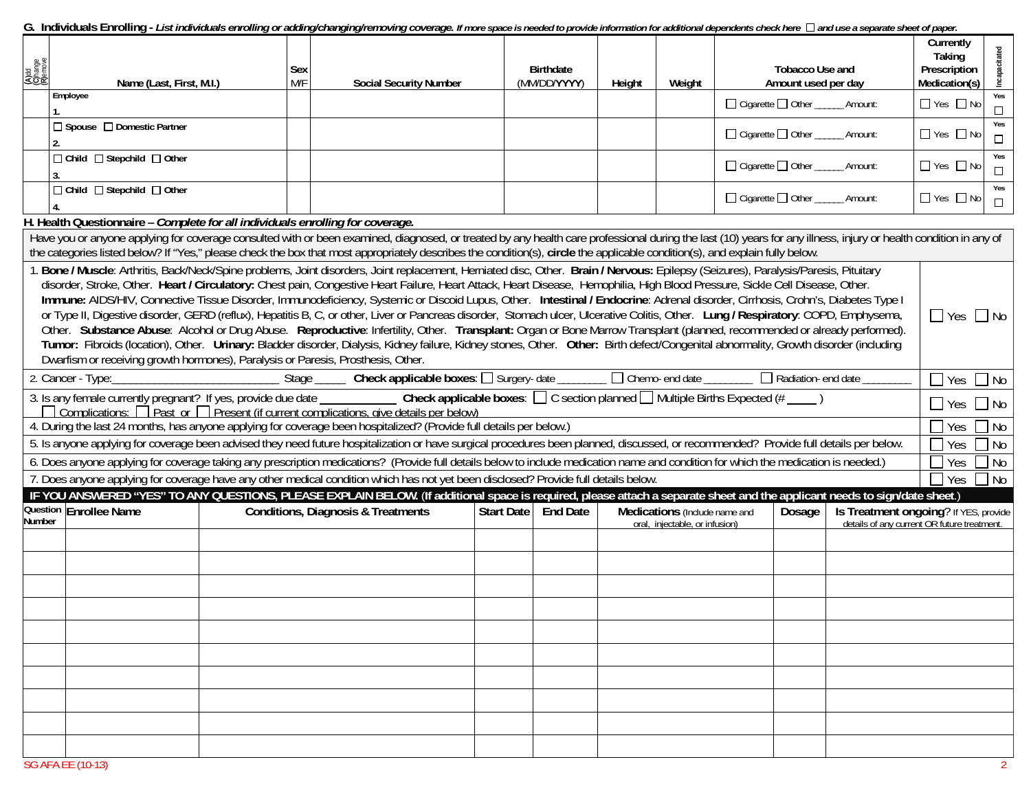**G. Individuals Enrolling** - *List individuals enrolling or adding/changing/removing coverage. If more space is needed to provide information for additional dependents check here ☐ and use a separate sheet of paper.*

| (A)dd (C)hange (R)emove | Name (Last, First, M.I.) | Sex M/F | Social Security Number | Birthdate (MM/DD/YYYY) | Height | Weight | Tobacco Use and Amount used per day | Currently Taking Prescription Medication(s) | Incapacitated |
|---|---|---|---|---|---|---|---|---|---|
| | Employee 1. | | | | | | ☐ Cigarette ☐ Other ______ Amount: | ☐ Yes ☐ No | Yes ☐ |
| | ☐ Spouse ☐ Domestic Partner 2. | | | | | | ☐ Cigarette ☐ Other ______ Amount: | ☐ Yes ☐ No | Yes ☐ |
| | ☐ Child ☐ Stepchild ☐ Other 3. | | | | | | ☐ Cigarette ☐ Other ______ Amount: | ☐ Yes ☐ No | Yes ☐ |
| | ☐ Child ☐ Stepchild ☐ Other 4. | | | | | | ☐ Cigarette ☐ Other ______ Amount: | ☐ Yes ☐ No | Yes ☐ |

**H. Health Questionnaire** – *Complete for all individuals enrolling for coverage.*

Have you or anyone applying for coverage consulted with or been examined, diagnosed, or treated by any health care professional during the last (10) years for any illness, injury or health condition in any of the categories listed below? If "Yes," please check the box that most appropriately describes the condition(s), **circle** the applicable condition(s), and explain fully below.

| Question | Answer |
|---|---|
| 1. **Bone / Muscle**: Arthritis, Back/Neck/Spine problems, Joint disorders, Joint replacement, Herniated disc, Other. **Brain / Nervous:** Epilepsy (Seizures), Paralysis/Paresis, Pituitary disorder, Stroke, Other. **Heart / Circulatory:** Chest pain, Congestive Heart Failure, Heart Attack, Heart Disease, Hemophilia, High Blood Pressure, Sickle Cell Disease, Other. **Immune:** AIDS/HIV, Connective Tissue Disorder, Immunodeficiency, Systemic or Discoid Lupus, Other. **Intestinal / Endocrine**: Adrenal disorder, Cirrhosis, Crohn's, Diabetes Type I or Type II, Digestive disorder, GERD (reflux), Hepatitis B, C, or other, Liver or Pancreas disorder, Stomach ulcer, Ulcerative Colitis, Other. **Lung / Respiratory**: COPD, Emphysema, Other. **Substance Abuse**: Alcohol or Drug Abuse. **Reproductive**: Infertility, Other. **Transplant:** Organ or Bone Marrow Transplant (planned, recommended or already performed). **Tumor:** Fibroids (location), Other. **Urinary:** Bladder disorder, Dialysis, Kidney failure, Kidney stones, Other. **Other:** Birth defect/Congenital abnormality, Growth disorder (including Dwarfism or receiving growth hormones), Paralysis or Paresis, Prosthesis, Other. | ☐ Yes ☐ No |
| 2. Cancer - Type:___________________________ Stage _____ **Check applicable boxes**: ☐ Surgery- date ________ ☐ Chemo- end date ________ ☐ Radiation- end date ________ | ☐ Yes ☐ No |
| 3. Is any female currently pregnant? If yes, provide due date ____________ **Check applicable boxes**: ☐ C section planned ☐ Multiple Births Expected (# _____ ) ☐ Complications: ☐ Past or ☐ Present (if current complications, give details per below) | ☐ Yes ☐ No |
| 4. During the last 24 months, has anyone applying for coverage been hospitalized? (Provide full details per below.) | ☐ Yes ☐ No |
| 5. Is anyone applying for coverage been advised they need future hospitalization or have surgical procedures been planned, discussed, or recommended? Provide full details per below. | ☐ Yes ☐ No |
| 6. Does anyone applying for coverage taking any prescription medications? (Provide full details below to include medication name and condition for which the medication is needed.) | ☐ Yes ☐ No |
| 7. Does anyone applying for coverage have any other medical condition which has not yet been disclosed? Provide full details below. | ☐ Yes ☐ No |

**IF YOU ANSWERED "YES" TO ANY QUESTIONS, PLEASE EXPLAIN BELOW.** (If additional space is required, please attach a separate sheet and the applicant needs to sign/date sheet.)

| Question Number | Enrollee Name | Conditions, Diagnosis & Treatments | Start Date | End Date | Medications (Include name and oral, injectable, or infusion) | Dosage | Is Treatment ongoing? If YES, provide details of any current OR future treatment. |
|---|---|---|---|---|---|---|---|
| | | | | | | | |
| | | | | | | | |
| | | | | | | | |
| | | | | | | | |
| | | | | | | | |
| | | | | | | | |
| | | | | | | | |
| | | | | | | | |
| | | | | | | | |
| | | | | | | | |

SG AFA EE (10-13)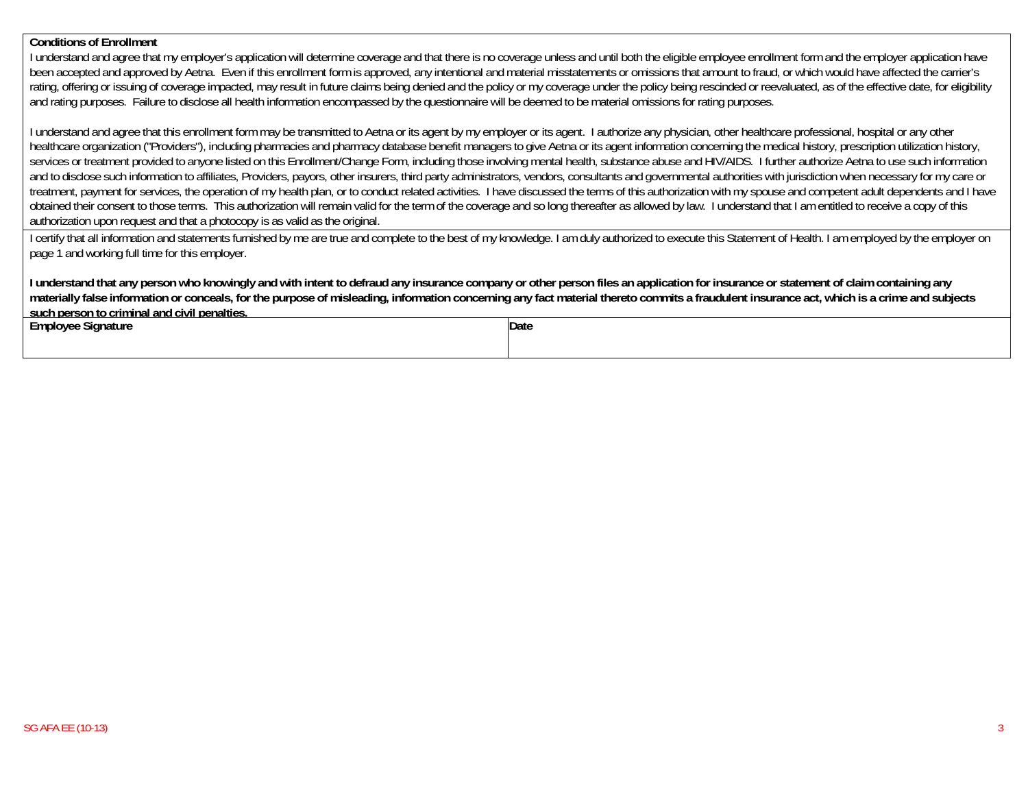**Conditions of Enrollment**

I understand and agree that my employer's application will determine coverage and that there is no coverage unless and until both the eligible employee enrollment form and the employer application have been accepted and approved by Aetna. Even if this enrollment form is approved, any intentional and material misstatements or omissions that amount to fraud, or which would have affected the carrier's rating, offering or issuing of coverage impacted, may result in future claims being denied and the policy or my coverage under the policy being rescinded or reevaluated, as of the effective date, for eligibility and rating purposes. Failure to disclose all health information encompassed by the questionnaire will be deemed to be material omissions for rating purposes.

I understand and agree that this enrollment form may be transmitted to Aetna or its agent by my employer or its agent. I authorize any physician, other healthcare professional, hospital or any other healthcare organization ("Providers"), including pharmacies and pharmacy database benefit managers to give Aetna or its agent information concerning the medical history, prescription utilization history, services or treatment provided to anyone listed on this Enrollment/Change Form, including those involving mental health, substance abuse and HIV/AIDS. I further authorize Aetna to use such information and to disclose such information to affiliates, Providers, payors, other insurers, third party administrators, vendors, consultants and governmental authorities with jurisdiction when necessary for my care or treatment, payment for services, the operation of my health plan, or to conduct related activities. I have discussed the terms of this authorization with my spouse and competent adult dependents and I have obtained their consent to those terms. This authorization will remain valid for the term of the coverage and so long thereafter as allowed by law. I understand that I am entitled to receive a copy of this authorization upon request and that a photocopy is as valid as the original.

I certify that all information and statements furnished by me are true and complete to the best of my knowledge. I am duly authorized to execute this Statement of Health. I am employed by the employer on page 1 and working full time for this employer.

**I understand that any person who knowingly and with intent to defraud any insurance company or other person files an application for insurance or statement of claim containing any materially false information or conceals, for the purpose of misleading, information concerning any fact material thereto commits a fraudulent insurance act, which is a crime and subjects such person to criminal and civil penalties.**

| **Employee Signature** | **Date** |
| --- | --- |
| | |

SG AFA EE (10-13)